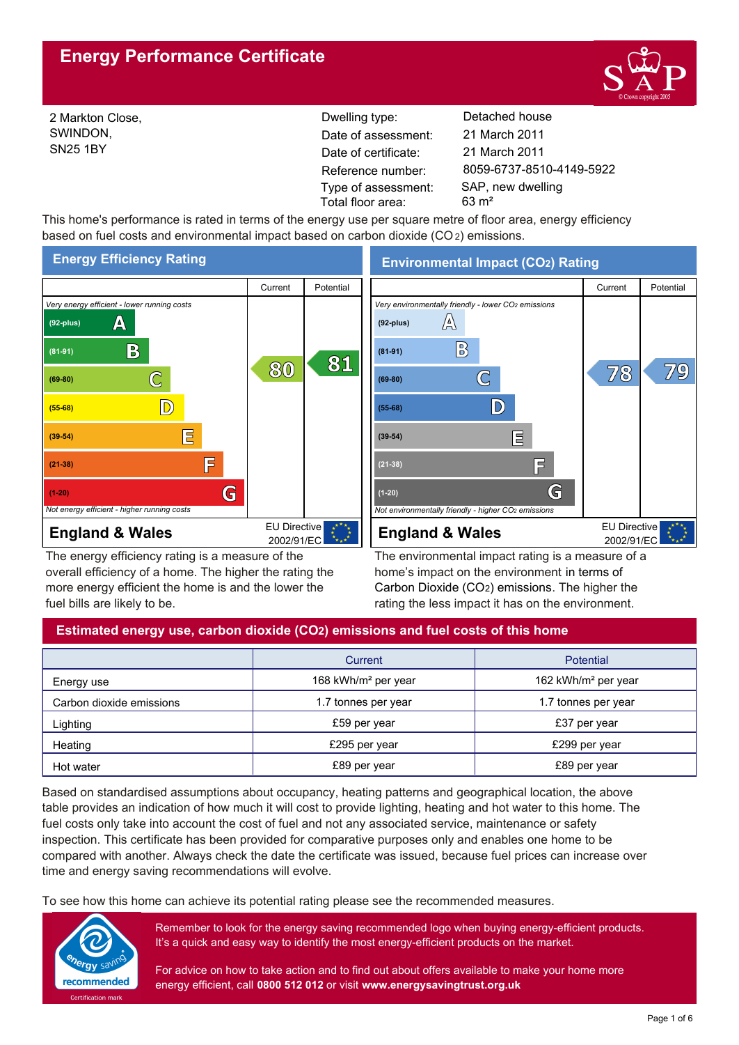# Energy Performance Certificate

2 Markton Close,
SWINDON,
SN25 1BY

| | |
|---|---|
| Dwelling type: | Detached house |
| Date of assessment: | 21 March 2011 |
| Date of certificate: | 21 March 2011 |
| Reference number: | 8059-6737-8510-4149-5922 |
| Type of assessment: | SAP, new dwelling |
| Total floor area: | 63 m² |

This home's performance is rated in terms of the energy use per square metre of floor area, energy efficiency based on fuel costs and environmental impact based on carbon dioxide ($CO_2$) emissions.

## Energy Efficiency Rating

| | Current | Potential |
|---|---|---|
| *Very energy efficient - lower running costs* | | |
| (92-plus) A | | |
| (81-91) B | | 81 |
| (69-80) C | 80 | |
| (55-68) D | | |
| (39-54) E | | |
| (21-38) F | | |
| (1-20) G | | |
| *Not energy efficient - higher running costs* | | |

England & Wales — EU Directive 2002/91/EC

The energy efficiency rating is a measure of the overall efficiency of a home. The higher the rating the more energy efficient the home is and the lower the fuel bills are likely to be.

## Environmental Impact ($CO_2$) Rating

| | Current | Potential |
|---|---|---|
| *Very environmentally friendly - lower $CO_2$ emissions* | | |
| (92-plus) A | | |
| (81-91) B | | |
| (69-80) C | 78 | 79 |
| (55-68) D | | |
| (39-54) E | | |
| (21-38) F | | |
| (1-20) G | | |
| *Not environmentally friendly - higher $CO_2$ emissions* | | |

England & Wales — EU Directive 2002/91/EC

The environmental impact rating is a measure of a home's impact on the environment in terms of Carbon Dioxide ($CO_2$) emissions. The higher the rating the less impact it has on the environment.

## Estimated energy use, carbon dioxide ($CO_2$) emissions and fuel costs of this home

| | Current | Potential |
|---|---|---|
| Energy use | 168 kWh/m² per year | 162 kWh/m² per year |
| Carbon dioxide emissions | 1.7 tonnes per year | 1.7 tonnes per year |
| Lighting | £59 per year | £37 per year |
| Heating | £295 per year | £299 per year |
| Hot water | £89 per year | £89 per year |

Based on standardised assumptions about occupancy, heating patterns and geographical location, the above table provides an indication of how much it will cost to provide lighting, heating and hot water to this home. The fuel costs only take into account the cost of fuel and not any associated service, maintenance or safety inspection. This certificate has been provided for comparative purposes only and enables one home to be compared with another. Always check the date the certificate was issued, because fuel prices can increase over time and energy saving recommendations will evolve.

To see how this home can achieve its potential rating please see the recommended measures.

Remember to look for the energy saving recommended logo when buying energy-efficient products. It's a quick and easy way to identify the most energy-efficient products on the market.

For advice on how to take action and to find out about offers available to make your home more energy efficient, call **0800 512 012** or visit **www.energysavingtrust.org.uk**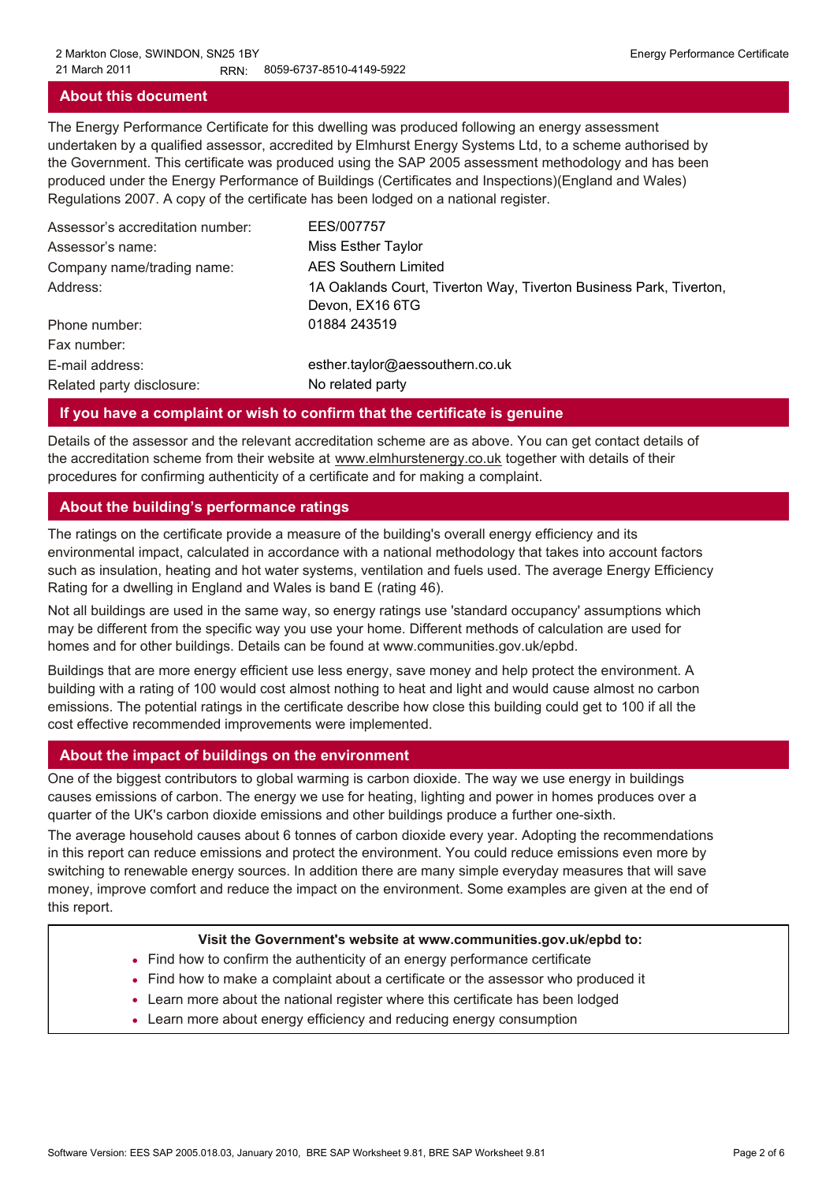## About this document

The Energy Performance Certificate for this dwelling was produced following an energy assessment undertaken by a qualified assessor, accredited by Elmhurst Energy Systems Ltd, to a scheme authorised by the Government. This certificate was produced using the SAP 2005 assessment methodology and has been produced under the Energy Performance of Buildings (Certificates and Inspections)(England and Wales) Regulations 2007. A copy of the certificate has been lodged on a national register.

| | |
|---|---|
| Assessor's accreditation number: | EES/007757 |
| Assessor's name: | Miss Esther Taylor |
| Company name/trading name: | AES Southern Limited |
| Address: | 1A Oaklands Court, Tiverton Way, Tiverton Business Park, Tiverton, Devon, EX16 6TG |
| Phone number: | 01884 243519 |
| Fax number: | |
| E-mail address: | esther.taylor@aessouthern.co.uk |
| Related party disclosure: | No related party |

## If you have a complaint or wish to confirm that the certificate is genuine

Details of the assessor and the relevant accreditation scheme are as above. You can get contact details of the accreditation scheme from their website at www.elmhurstenergy.co.uk together with details of their procedures for confirming authenticity of a certificate and for making a complaint.

## About the building's performance ratings

The ratings on the certificate provide a measure of the building's overall energy efficiency and its environmental impact, calculated in accordance with a national methodology that takes into account factors such as insulation, heating and hot water systems, ventilation and fuels used. The average Energy Efficiency Rating for a dwelling in England and Wales is band E (rating 46).

Not all buildings are used in the same way, so energy ratings use 'standard occupancy' assumptions which may be different from the specific way you use your home. Different methods of calculation are used for homes and for other buildings. Details can be found at www.communities.gov.uk/epbd.

Buildings that are more energy efficient use less energy, save money and help protect the environment. A building with a rating of 100 would cost almost nothing to heat and light and would cause almost no carbon emissions. The potential ratings in the certificate describe how close this building could get to 100 if all the cost effective recommended improvements were implemented.

## About the impact of buildings on the environment

One of the biggest contributors to global warming is carbon dioxide. The way we use energy in buildings causes emissions of carbon. The energy we use for heating, lighting and power in homes produces over a quarter of the UK's carbon dioxide emissions and other buildings produce a further one-sixth.

The average household causes about 6 tonnes of carbon dioxide every year. Adopting the recommendations in this report can reduce emissions and protect the environment. You could reduce emissions even more by switching to renewable energy sources. In addition there are many simple everyday measures that will save money, improve comfort and reduce the impact on the environment. Some examples are given at the end of this report.

**Visit the Government's website at www.communities.gov.uk/epbd to:**

- Find how to confirm the authenticity of an energy performance certificate
- Find how to make a complaint about a certificate or the assessor who produced it
- Learn more about the national register where this certificate has been lodged
- Learn more about energy efficiency and reducing energy consumption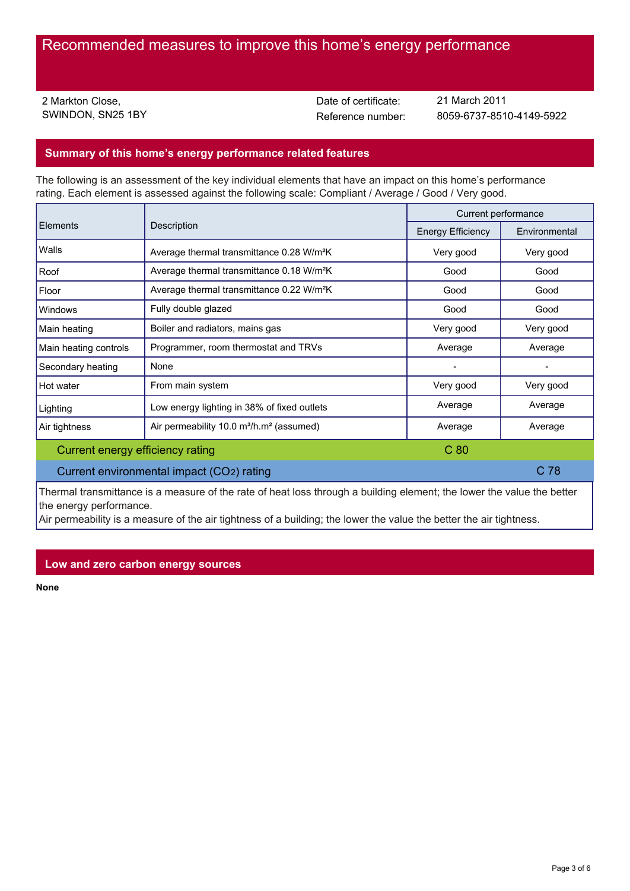# Recommended measures to improve this home's energy performance

2 Markton Close,
SWINDON, SN25 1BY

Date of certificate: 21 March 2011
Reference number: 8059-6737-8510-4149-5922

## Summary of this home's energy performance related features

The following is an assessment of the key individual elements that have an impact on this home's performance rating. Each element is assessed against the following scale: Compliant / Average / Good / Very good.

| Elements | Description | Current performance | |
|---|---|---|---|
| | | Energy Efficiency | Environmental |
| Walls | Average thermal transmittance 0.28 W/m²K | Very good | Very good |
| Roof | Average thermal transmittance 0.18 W/m²K | Good | Good |
| Floor | Average thermal transmittance 0.22 W/m²K | Good | Good |
| Windows | Fully double glazed | Good | Good |
| Main heating | Boiler and radiators, mains gas | Very good | Very good |
| Main heating controls | Programmer, room thermostat and TRVs | Average | Average |
| Secondary heating | None | - | - |
| Hot water | From main system | Very good | Very good |
| Lighting | Low energy lighting in 38% of fixed outlets | Average | Average |
| Air tightness | Air permeability 10.0 m³/h.m² (assumed) | Average | Average |
| Current energy efficiency rating | | C 80 | |
| Current environmental impact ($CO_2$) rating | | | C 78 |

Thermal transmittance is a measure of the rate of heat loss through a building element; the lower the value the better the energy performance.
Air permeability is a measure of the air tightness of a building; the lower the value the better the air tightness.

## Low and zero carbon energy sources

**None**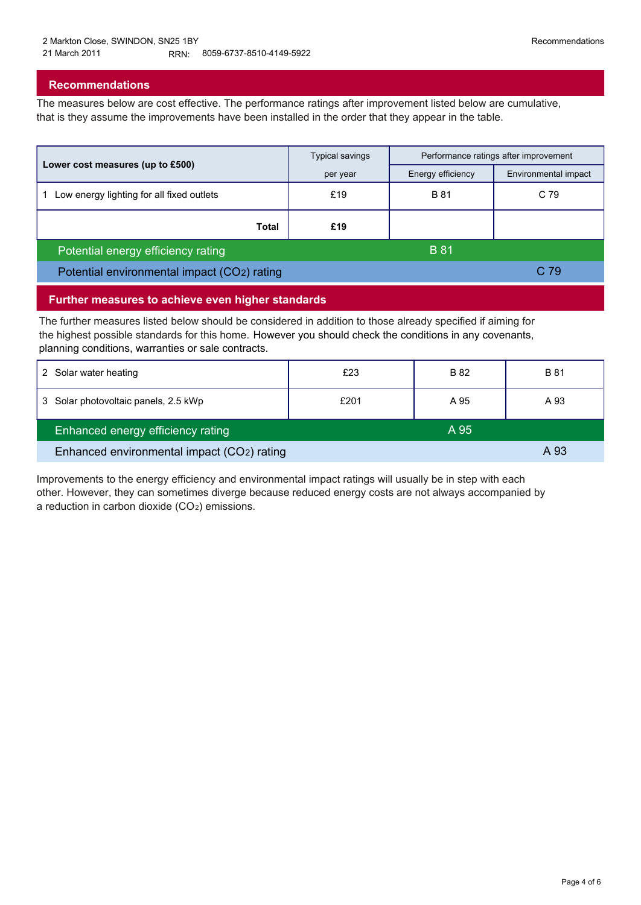2 Markton Close, SWINDON, SN25 1BY
21 March 2011 RRN: 8059-6737-8510-4149-5922

## Recommendations

The measures below are cost effective. The performance ratings after improvement listed below are cumulative, that is they assume the improvements have been installed in the order that they appear in the table.

| Lower cost measures (up to £500) | Typical savings per year | Performance ratings after improvement | |
|---|---|---|---|
| | | Energy efficiency | Environmental impact |
| 1 Low energy lighting for all fixed outlets | £19 | B 81 | C 79 |
| **Total** | **£19** | | |
| Potential energy efficiency rating | | B 81 | |
| Potential environmental impact ($CO_2$) rating | | | C 79 |

## Further measures to achieve even higher standards

The further measures listed below should be considered in addition to those already specified if aiming for the highest possible standards for this home. However you should check the conditions in any covenants, planning conditions, warranties or sale contracts.

| Measure | Typical savings per year | Energy efficiency | Environmental impact |
|---|---|---|---|
| 2 Solar water heating | £23 | B 82 | B 81 |
| 3 Solar photovoltaic panels, 2.5 kWp | £201 | A 95 | A 93 |
| Enhanced energy efficiency rating | | A 95 | |
| Enhanced environmental impact ($CO_2$) rating | | | A 93 |

Improvements to the energy efficiency and environmental impact ratings will usually be in step with each other. However, they can sometimes diverge because reduced energy costs are not always accompanied by a reduction in carbon dioxide ($CO_2$) emissions.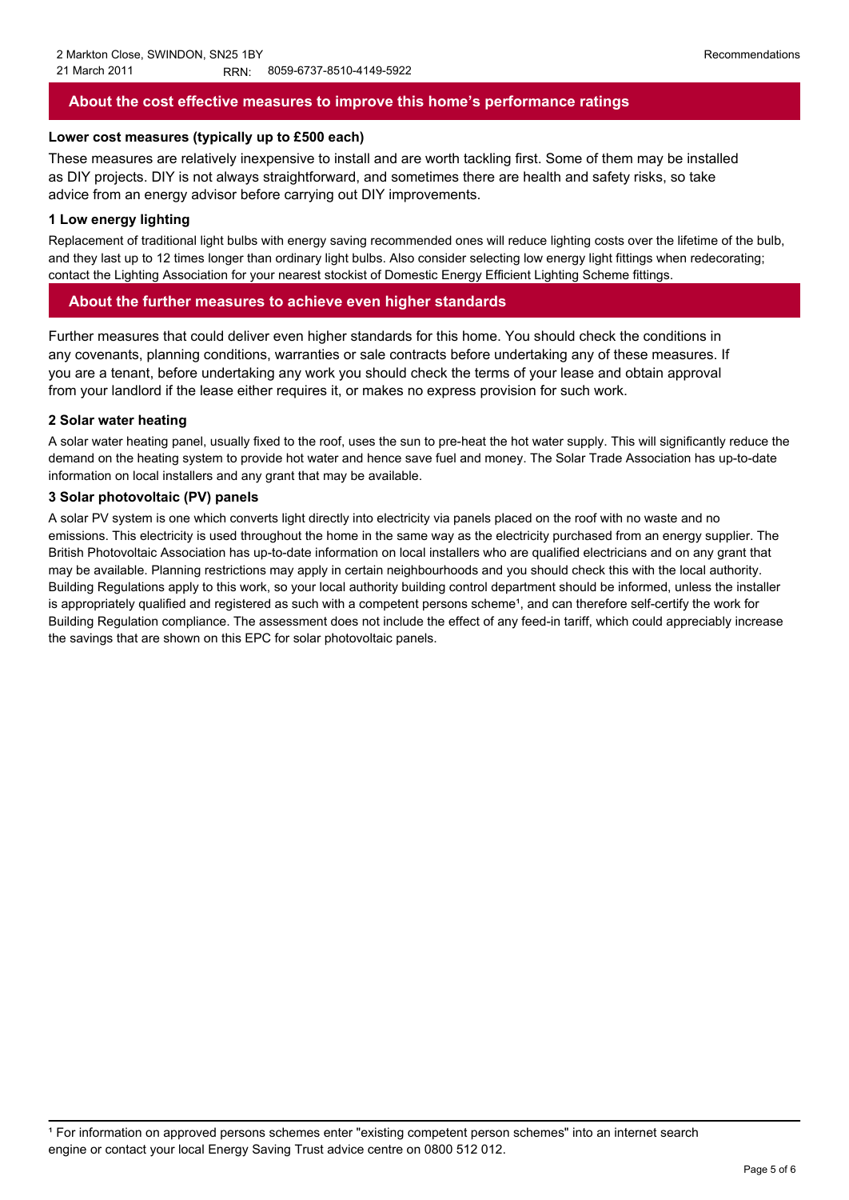## About the cost effective measures to improve this home's performance ratings

**Lower cost measures (typically up to £500 each)**

These measures are relatively inexpensive to install and are worth tackling first. Some of them may be installed as DIY projects. DIY is not always straightforward, and sometimes there are health and safety risks, so take advice from an energy advisor before carrying out DIY improvements.

**1 Low energy lighting**

Replacement of traditional light bulbs with energy saving recommended ones will reduce lighting costs over the lifetime of the bulb, and they last up to 12 times longer than ordinary light bulbs. Also consider selecting low energy light fittings when redecorating; contact the Lighting Association for your nearest stockist of Domestic Energy Efficient Lighting Scheme fittings.

## About the further measures to achieve even higher standards

Further measures that could deliver even higher standards for this home. You should check the conditions in any covenants, planning conditions, warranties or sale contracts before undertaking any of these measures. If you are a tenant, before undertaking any work you should check the terms of your lease and obtain approval from your landlord if the lease either requires it, or makes no express provision for such work.

**2 Solar water heating**

A solar water heating panel, usually fixed to the roof, uses the sun to pre-heat the hot water supply. This will significantly reduce the demand on the heating system to provide hot water and hence save fuel and money. The Solar Trade Association has up-to-date information on local installers and any grant that may be available.

**3 Solar photovoltaic (PV) panels**

A solar PV system is one which converts light directly into electricity via panels placed on the roof with no waste and no emissions. This electricity is used throughout the home in the same way as the electricity purchased from an energy supplier. The British Photovoltaic Association has up-to-date information on local installers who are qualified electricians and on any grant that may be available. Planning restrictions may apply in certain neighbourhoods and you should check this with the local authority. Building Regulations apply to this work, so your local authority building control department should be informed, unless the installer is appropriately qualified and registered as such with a competent persons scheme[1], and can therefore self-certify the work for Building Regulation compliance. The assessment does not include the effect of any feed-in tariff, which could appreciably increase the savings that are shown on this EPC for solar photovoltaic panels.

---

[1] For information on approved persons schemes enter "existing competent person schemes" into an internet search engine or contact your local Energy Saving Trust advice centre on 0800 512 012.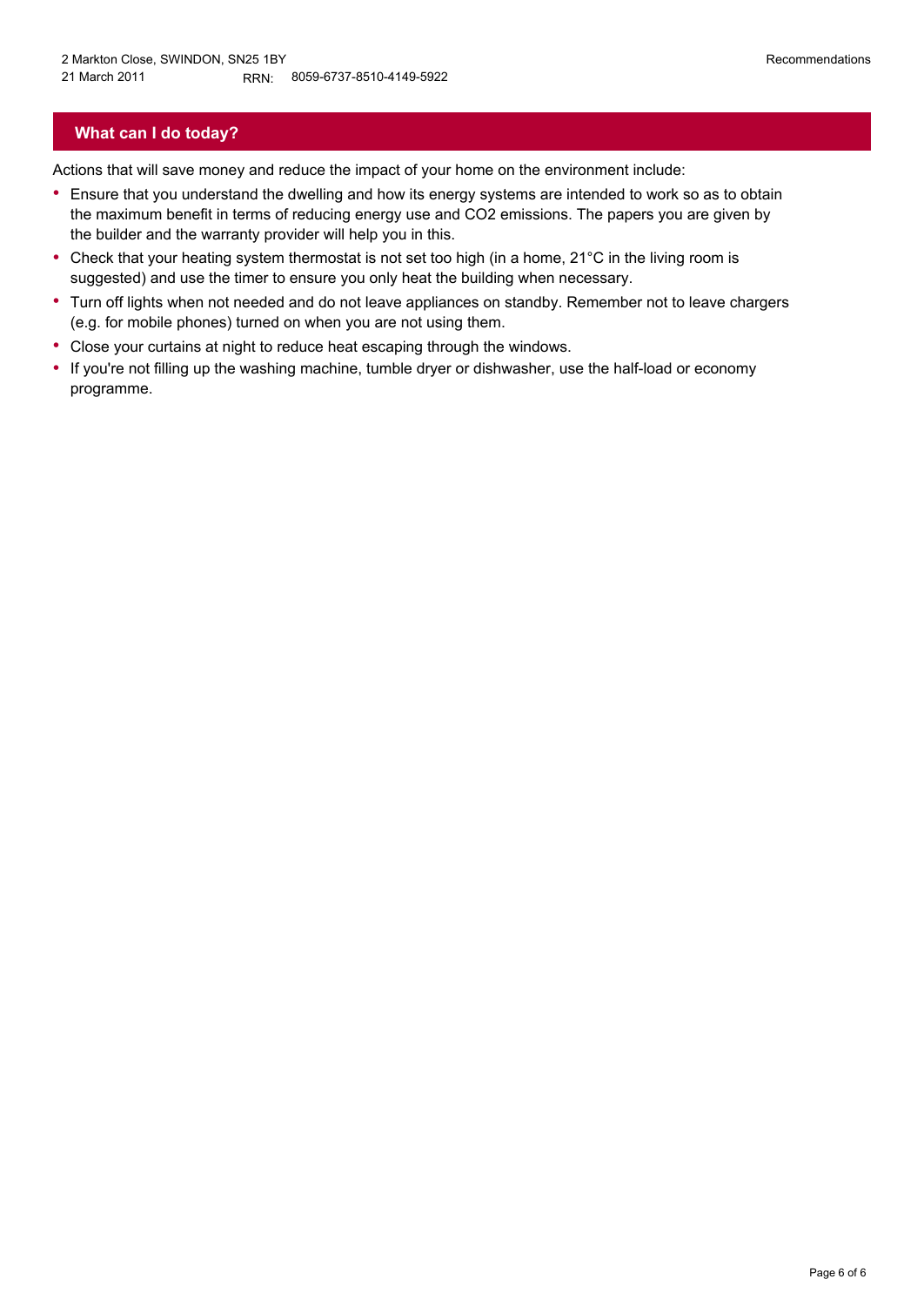## What can I do today?

Actions that will save money and reduce the impact of your home on the environment include:

- Ensure that you understand the dwelling and how its energy systems are intended to work so as to obtain the maximum benefit in terms of reducing energy use and $CO_2$ emissions. The papers you are given by the builder and the warranty provider will help you in this.
- Check that your heating system thermostat is not set too high (in a home, 21°C in the living room is suggested) and use the timer to ensure you only heat the building when necessary.
- Turn off lights when not needed and do not leave appliances on standby. Remember not to leave chargers (e.g. for mobile phones) turned on when you are not using them.
- Close your curtains at night to reduce heat escaping through the windows.
- If you're not filling up the washing machine, tumble dryer or dishwasher, use the half-load or economy programme.